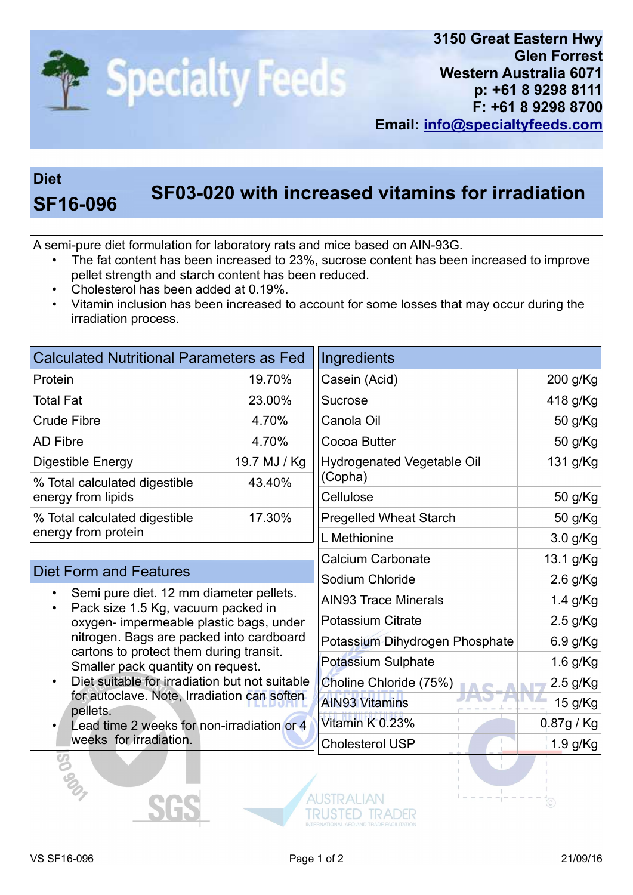# Specialty Feeds

3150 Great Eastern Hwy
Glen Forrest
Western Australia 6071
p: +61 8 9298 8111
F: +61 8 9298 8700
Email: info@specialtyfeeds.com

## Diet SF16-096 — SF03-020 with increased vitamins for irradiation

A semi-pure diet formulation for laboratory rats and mice based on AIN-93G.

- The fat content has been increased to 23%, sucrose content has been increased to improve pellet strength and starch content has been reduced.
- Cholesterol has been added at 0.19%.
- Vitamin inclusion has been increased to account for some losses that may occur during the irradiation process.

### Calculated Nutritional Parameters as Fed

| Parameter | Value |
|---|---|
| Protein | 19.70% |
| Total Fat | 23.00% |
| Crude Fibre | 4.70% |
| AD Fibre | 4.70% |
| Digestible Energy | 19.7 MJ / Kg |
| % Total calculated digestible energy from lipids | 43.40% |
| % Total calculated digestible energy from protein | 17.30% |

### Diet Form and Features

- Semi pure diet. 12 mm diameter pellets.
- Pack size 1.5 Kg, vacuum packed in oxygen- impermeable plastic bags, under nitrogen. Bags are packed into cardboard cartons to protect them during transit. Smaller pack quantity on request.
- Diet suitable for irradiation but not suitable for autoclave. Note, Irradiation can soften pellets.
- Lead time 2 weeks for non-irradiation or 4 weeks for irradiation.

### Ingredients

| Ingredient | Amount |
|---|---|
| Casein (Acid) | 200 g/Kg |
| Sucrose | 418 g/Kg |
| Canola Oil | 50 g/Kg |
| Cocoa Butter | 50 g/Kg |
| Hydrogenated Vegetable Oil (Copha) | 131 g/Kg |
| Cellulose | 50 g/Kg |
| Pregelled Wheat Starch | 50 g/Kg |
| L Methionine | 3.0 g/Kg |
| Calcium Carbonate | 13.1 g/Kg |
| Sodium Chloride | 2.6 g/Kg |
| AIN93 Trace Minerals | 1.4 g/Kg |
| Potassium Citrate | 2.5 g/Kg |
| Potassium Dihydrogen Phosphate | 6.9 g/Kg |
| Potassium Sulphate | 1.6 g/Kg |
| Choline Chloride (75%) | 2.5 g/Kg |
| AIN93 Vitamins | 15 g/Kg |
| Vitamin K 0.23% | 0.87g / Kg |
| Cholesterol USP | 1.9 g/Kg |

VS SF16-096 — 21/09/16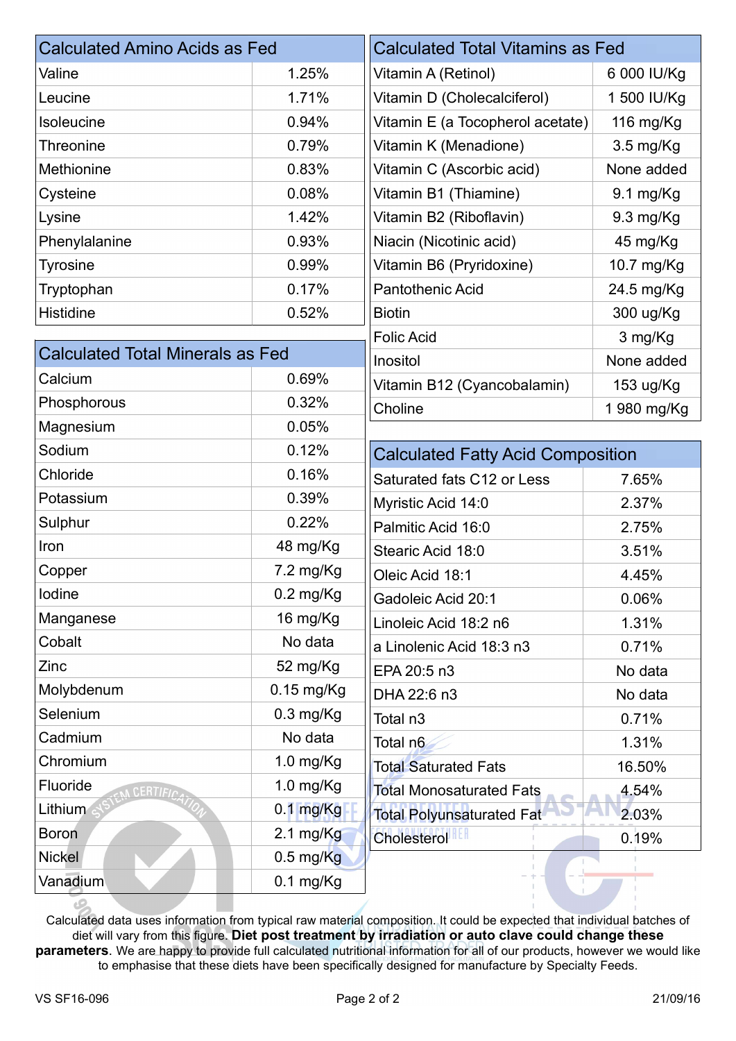| Calculated Amino Acids as Fed | |
|---|---|
| Valine | 1.25% |
| Leucine | 1.71% |
| Isoleucine | 0.94% |
| Threonine | 0.79% |
| Methionine | 0.83% |
| Cysteine | 0.08% |
| Lysine | 1.42% |
| Phenylalanine | 0.93% |
| Tyrosine | 0.99% |
| Tryptophan | 0.17% |
| Histidine | 0.52% |

| Calculated Total Minerals as Fed | |
|---|---|
| Calcium | 0.69% |
| Phosphorous | 0.32% |
| Magnesium | 0.05% |
| Sodium | 0.12% |
| Chloride | 0.16% |
| Potassium | 0.39% |
| Sulphur | 0.22% |
| Iron | 48 mg/Kg |
| Copper | 7.2 mg/Kg |
| Iodine | 0.2 mg/Kg |
| Manganese | 16 mg/Kg |
| Cobalt | No data |
| Zinc | 52 mg/Kg |
| Molybdenum | 0.15 mg/Kg |
| Selenium | 0.3 mg/Kg |
| Cadmium | No data |
| Chromium | 1.0 mg/Kg |
| Fluoride | 1.0 mg/Kg |
| Lithium | 0.1 mg/Kg |
| Boron | 2.1 mg/Kg |
| Nickel | 0.5 mg/Kg |
| Vanadium | 0.1 mg/Kg |

| Calculated Total Vitamins as Fed | |
|---|---|
| Vitamin A (Retinol) | 6 000 IU/Kg |
| Vitamin D (Cholecalciferol) | 1 500 IU/Kg |
| Vitamin E (a Tocopherol acetate) | 116 mg/Kg |
| Vitamin K (Menadione) | 3.5 mg/Kg |
| Vitamin C (Ascorbic acid) | None added |
| Vitamin B1 (Thiamine) | 9.1 mg/Kg |
| Vitamin B2 (Riboflavin) | 9.3 mg/Kg |
| Niacin (Nicotinic acid) | 45 mg/Kg |
| Vitamin B6 (Pryridoxine) | 10.7 mg/Kg |
| Pantothenic Acid | 24.5 mg/Kg |
| Biotin | 300 ug/Kg |
| Folic Acid | 3 mg/Kg |
| Inositol | None added |
| Vitamin B12 (Cyancobalamin) | 153 ug/Kg |
| Choline | 1 980 mg/Kg |

| Calculated Fatty Acid Composition | |
|---|---|
| Saturated fats C12 or Less | 7.65% |
| Myristic Acid 14:0 | 2.37% |
| Palmitic Acid 16:0 | 2.75% |
| Stearic Acid 18:0 | 3.51% |
| Oleic Acid 18:1 | 4.45% |
| Gadoleic Acid 20:1 | 0.06% |
| Linoleic Acid 18:2 n6 | 1.31% |
| a Linolenic Acid 18:3 n3 | 0.71% |
| EPA 20:5 n3 | No data |
| DHA 22:6 n3 | No data |
| Total n3 | 0.71% |
| Total n6 | 1.31% |
| Total Saturated Fats | 16.50% |
| Total Monosaturated Fats | 4.54% |
| Total Polyunsaturated Fat | 2.03% |
| Cholesterol | 0.19% |

Calculated data uses information from typical raw material composition. It could be expected that individual batches of diet will vary from this figure. **Diet post treatment by irradiation or auto clave could change these parameters**. We are happy to provide full calculated nutritional information for all of our products, however we would like to emphasise that these diets have been specifically designed for manufacture by Specialty Feeds.

VS SF16-096 21/09/16